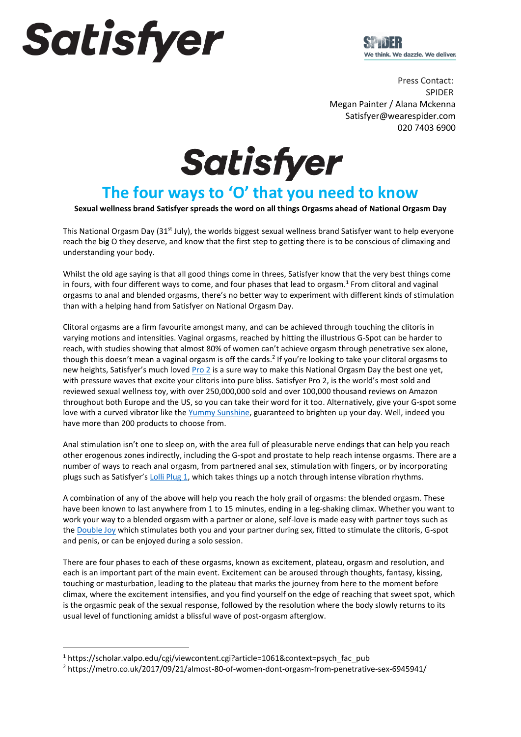# Satisfyer

SPIDER
We think. We dazzle. We deliver.

Press Contact:
SPIDER
Megan Painter / Alana Mckenna
Satisfyer@wearespider.com
020 7403 6900

# Satisfyer

## The four ways to 'O' that you need to know

**Sexual wellness brand Satisfyer spreads the word on all things Orgasms ahead of National Orgasm Day**

This National Orgasm Day (31st July), the worlds biggest sexual wellness brand Satisfyer want to help everyone reach the big O they deserve, and know that the first step to getting there is to be conscious of climaxing and understanding your body.

Whilst the old age saying is that all good things come in threes, Satisfyer know that the very best things come in fours, with four different ways to come, and four phases that lead to orgasm.[1] From clitoral and vaginal orgasms to anal and blended orgasms, there's no better way to experiment with different kinds of stimulation than with a helping hand from Satisfyer on National Orgasm Day.

Clitoral orgasms are a firm favourite amongst many, and can be achieved through touching the clitoris in varying motions and intensities. Vaginal orgasms, reached by hitting the illustrious G-Spot can be harder to reach, with studies showing that almost 80% of women can't achieve orgasm through penetrative sex alone, though this doesn't mean a vaginal orgasm is off the cards.[2] If you're looking to take your clitoral orgasms to new heights, Satisfyer's much loved Pro 2 is a sure way to make this National Orgasm Day the best one yet, with pressure waves that excite your clitoris into pure bliss. Satisfyer Pro 2, is the world's most sold and reviewed sexual wellness toy, with over 250,000,000 sold and over 100,000 thousand reviews on Amazon throughout both Europe and the US, so you can take their word for it too. Alternatively, give your G-spot some love with a curved vibrator like the Yummy Sunshine, guaranteed to brighten up your day. Well, indeed you have more than 200 products to choose from.

Anal stimulation isn't one to sleep on, with the area full of pleasurable nerve endings that can help you reach other erogenous zones indirectly, including the G-spot and prostate to help reach intense orgasms. There are a number of ways to reach anal orgasm, from partnered anal sex, stimulation with fingers, or by incorporating plugs such as Satisfyer's Lolli Plug 1, which takes things up a notch through intense vibration rhythms.

A combination of any of the above will help you reach the holy grail of orgasms: the blended orgasm. These have been known to last anywhere from 1 to 15 minutes, ending in a leg-shaking climax. Whether you want to work your way to a blended orgasm with a partner or alone, self-love is made easy with partner toys such as the Double Joy which stimulates both you and your partner during sex, fitted to stimulate the clitoris, G-spot and penis, or can be enjoyed during a solo session.

There are four phases to each of these orgasms, known as excitement, plateau, orgasm and resolution, and each is an important part of the main event. Excitement can be aroused through thoughts, fantasy, kissing, touching or masturbation, leading to the plateau that marks the journey from here to the moment before climax, where the excitement intensifies, and you find yourself on the edge of reaching that sweet spot, which is the orgasmic peak of the sexual response, followed by the resolution where the body slowly returns to its usual level of functioning amidst a blissful wave of post-orgasm afterglow.

---

[1] https://scholar.valpo.edu/cgi/viewcontent.cgi?article=1061&context=psych_fac_pub

[2] https://metro.co.uk/2017/09/21/almost-80-of-women-dont-orgasm-from-penetrative-sex-6945941/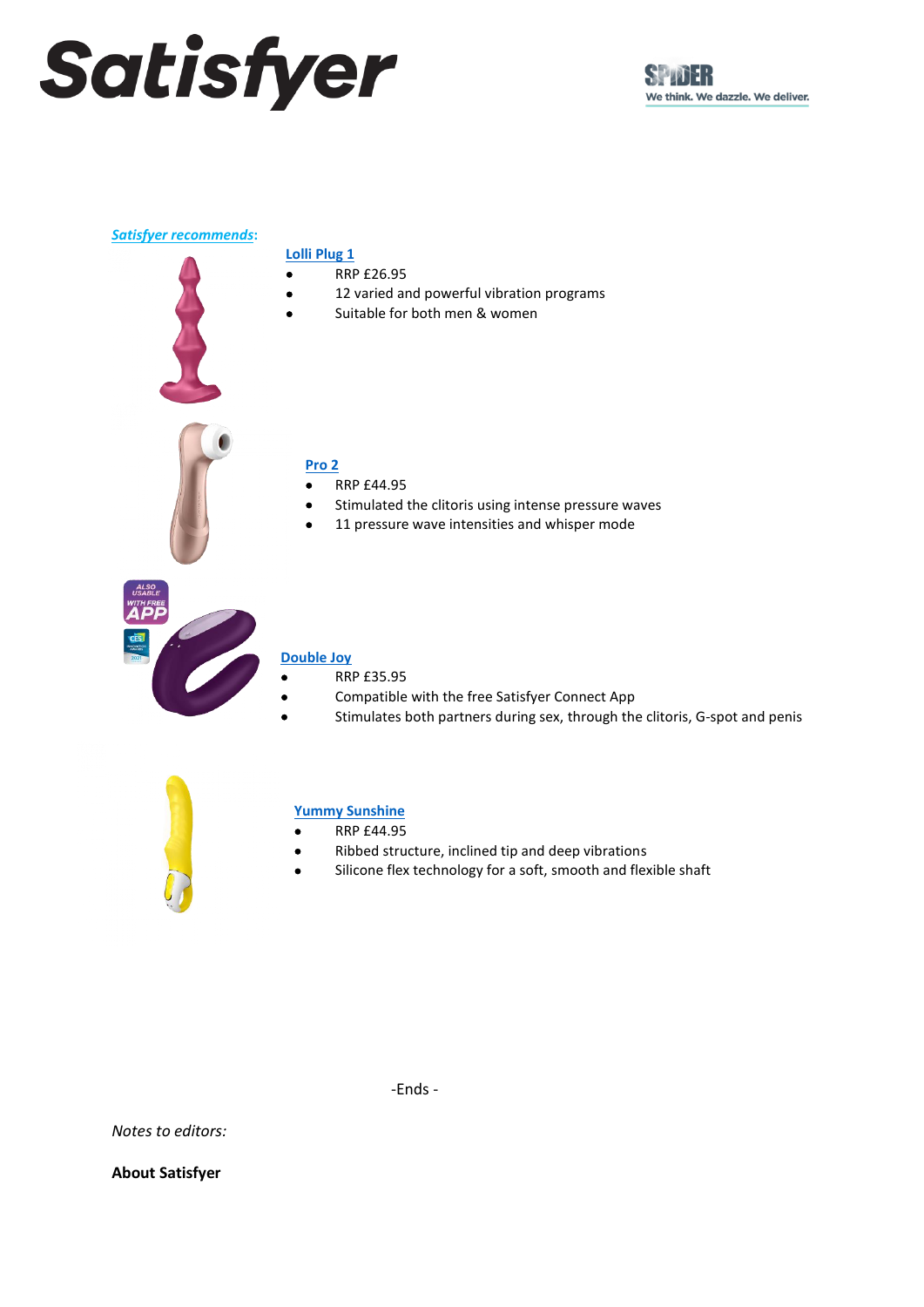***Satisfyer recommends*:**

**Lolli Plug 1**

- RRP £26.95
- 12 varied and powerful vibration programs
- Suitable for both men & women

**Pro 2**

- RRP £44.95
- Stimulated the clitoris using intense pressure waves
- 11 pressure wave intensities and whisper mode

**Double Joy**

- RRP £35.95
- Compatible with the free Satisfyer Connect App
- Stimulates both partners during sex, through the clitoris, G-spot and penis

**Yummy Sunshine**

- RRP £44.95
- Ribbed structure, inclined tip and deep vibrations
- Silicone flex technology for a soft, smooth and flexible shaft

-Ends -

*Notes to editors:*

**About Satisfyer**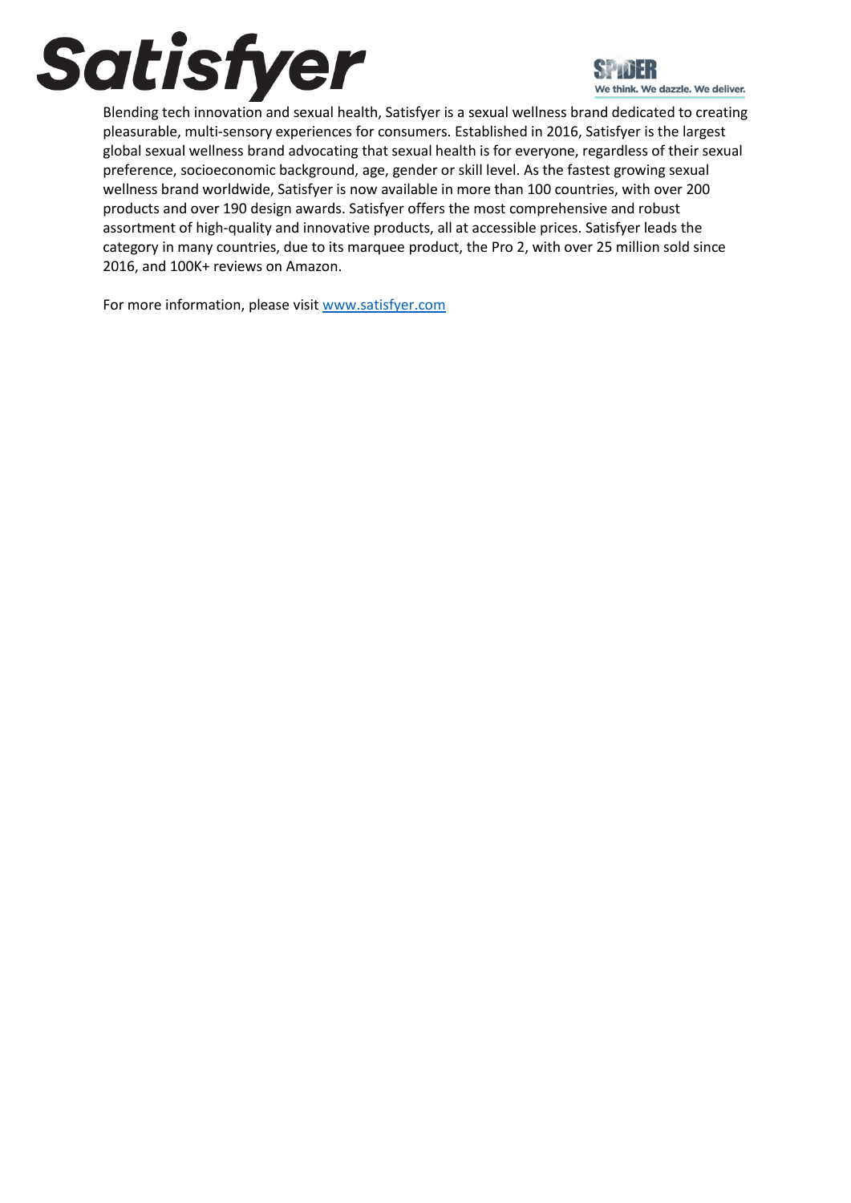Blending tech innovation and sexual health, Satisfyer is a sexual wellness brand dedicated to creating pleasurable, multi-sensory experiences for consumers. Established in 2016, Satisfyer is the largest global sexual wellness brand advocating that sexual health is for everyone, regardless of their sexual preference, socioeconomic background, age, gender or skill level. As the fastest growing sexual wellness brand worldwide, Satisfyer is now available in more than 100 countries, with over 200 products and over 190 design awards. Satisfyer offers the most comprehensive and robust assortment of high-quality and innovative products, all at accessible prices. Satisfyer leads the category in many countries, due to its marquee product, the Pro 2, with over 25 million sold since 2016, and 100K+ reviews on Amazon.

For more information, please visit [www.satisfyer.com](http://www.satisfyer.com)